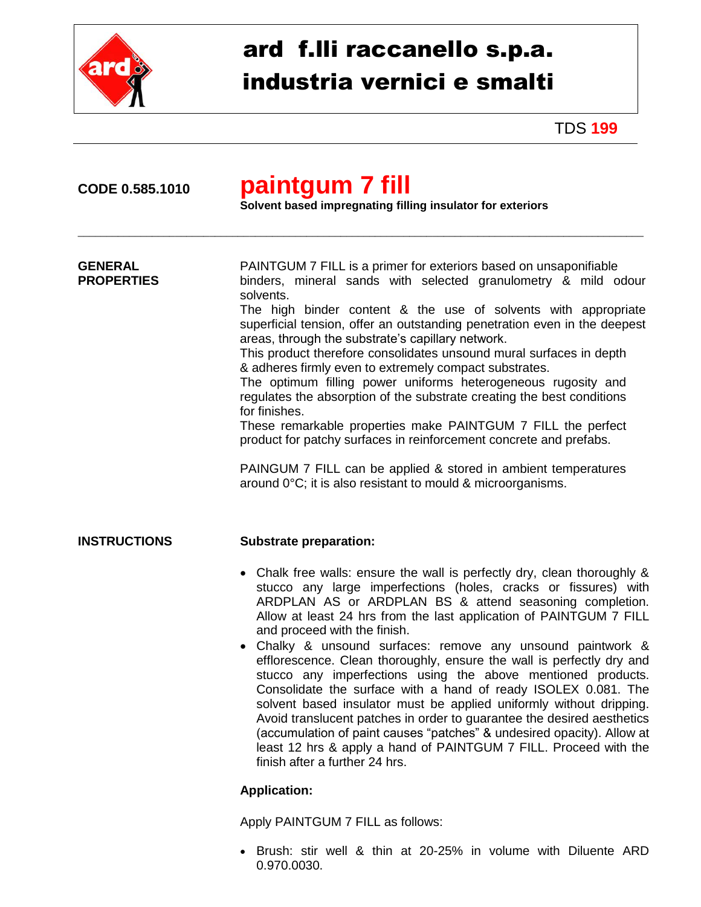# ard f.lli raccanello s.p.a.
# industria vernici e smalti

TDS **199**

**CODE 0.585.1010**

# paintgum 7 fill

**Solvent based impregnating filling insulator for exteriors**

---

**GENERAL PROPERTIES**

PAINTGUM 7 FILL is a primer for exteriors based on unsaponifiable binders, mineral sands with selected granulometry & mild odour solvents.
The high binder content & the use of solvents with appropriate superficial tension, offer an outstanding penetration even in the deepest areas, through the substrate's capillary network.
This product therefore consolidates unsound mural surfaces in depth & adheres firmly even to extremely compact substrates.
The optimum filling power uniforms heterogeneous rugosity and regulates the absorption of the substrate creating the best conditions for finishes.
These remarkable properties make PAINTGUM 7 FILL the perfect product for patchy surfaces in reinforcement concrete and prefabs.

PAINGUM 7 FILL can be applied & stored in ambient temperatures around 0°C; it is also resistant to mould & microorganisms.

**INSTRUCTIONS**

**Substrate preparation:**

- Chalk free walls: ensure the wall is perfectly dry, clean thoroughly & stucco any large imperfections (holes, cracks or fissures) with ARDPLAN AS or ARDPLAN BS & attend seasoning completion. Allow at least 24 hrs from the last application of PAINTGUM 7 FILL and proceed with the finish.
- Chalky & unsound surfaces: remove any unsound paintwork & efflorescence. Clean thoroughly, ensure the wall is perfectly dry and stucco any imperfections using the above mentioned products. Consolidate the surface with a hand of ready ISOLEX 0.081. The solvent based insulator must be applied uniformly without dripping. Avoid translucent patches in order to guarantee the desired aesthetics (accumulation of paint causes "patches" & undesired opacity). Allow at least 12 hrs & apply a hand of PAINTGUM 7 FILL. Proceed with the finish after a further 24 hrs.

**Application:**

Apply PAINTGUM 7 FILL as follows:

- Brush: stir well & thin at 20-25% in volume with Diluente ARD 0.970.0030.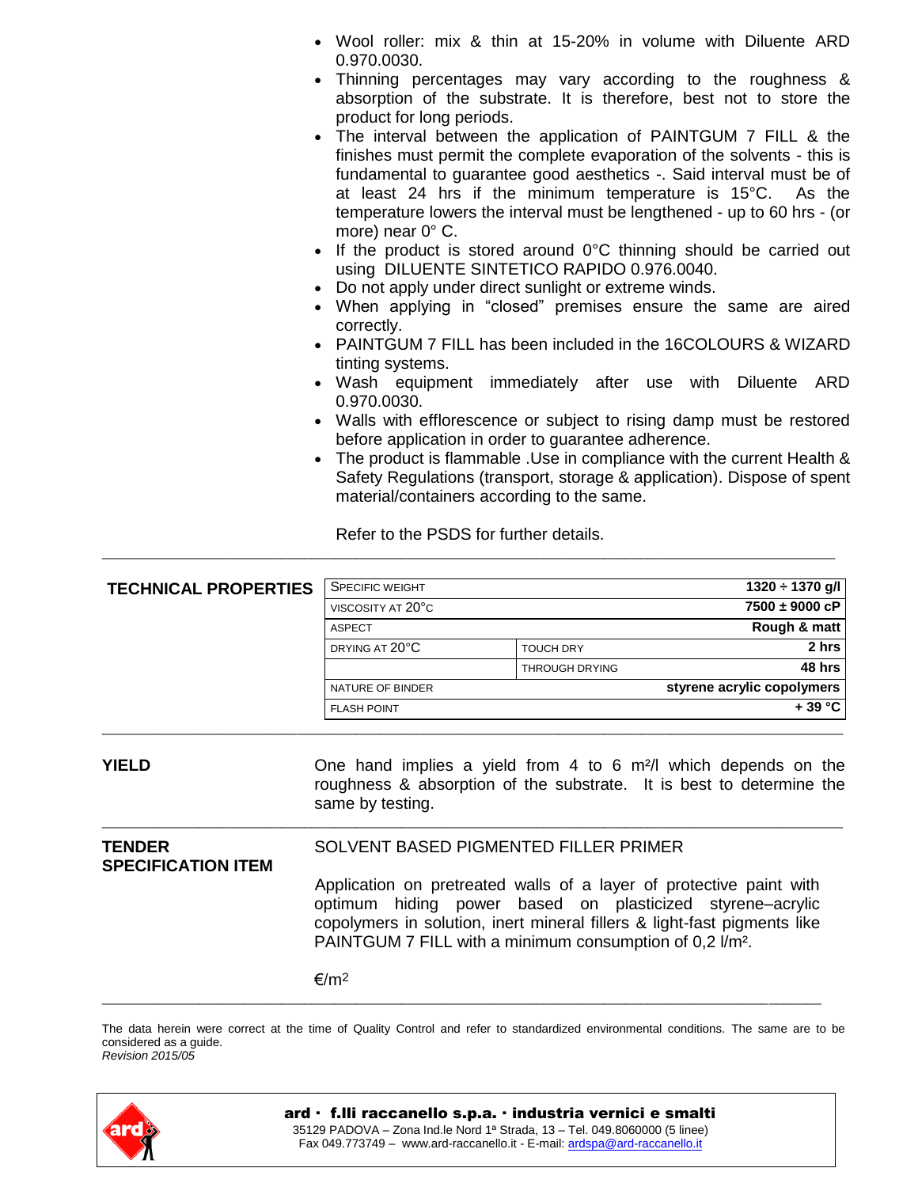- Wool roller: mix & thin at 15-20% in volume with Diluente ARD 0.970.0030.
- Thinning percentages may vary according to the roughness & absorption of the substrate. It is therefore, best not to store the product for long periods.
- The interval between the application of PAINTGUM 7 FILL & the finishes must permit the complete evaporation of the solvents - this is fundamental to guarantee good aesthetics -. Said interval must be of at least 24 hrs if the minimum temperature is 15°C. As the temperature lowers the interval must be lengthened - up to 60 hrs - (or more) near 0° C.
- If the product is stored around 0°C thinning should be carried out using DILUENTE SINTETICO RAPIDO 0.976.0040.
- Do not apply under direct sunlight or extreme winds.
- When applying in "closed" premises ensure the same are aired correctly.
- PAINTGUM 7 FILL has been included in the 16COLOURS & WIZARD tinting systems.
- Wash equipment immediately after use with Diluente ARD 0.970.0030.
- Walls with efflorescence or subject to rising damp must be restored before application in order to guarantee adherence.
- The product is flammable .Use in compliance with the current Health & Safety Regulations (transport, storage & application). Dispose of spent material/containers according to the same.

Refer to the PSDS for further details.

## TECHNICAL PROPERTIES

| | | |
|---|---|---|
| SPECIFIC WEIGHT | | **1320 ÷ 1370 g/l** |
| VISCOSITY AT 20°C | | **7500 ± 9000 cP** |
| ASPECT | | **Rough & matt** |
| DRYING AT 20°C | TOUCH DRY | **2 hrs** |
| | THROUGH DRYING | **48 hrs** |
| NATURE OF BINDER | | **styrene acrylic copolymers** |
| FLASH POINT | | **+ 39 °C** |

## YIELD

One hand implies a yield from 4 to 6 m²/l which depends on the roughness & absorption of the substrate. It is best to determine the same by testing.

## TENDER SPECIFICATION ITEM

SOLVENT BASED PIGMENTED FILLER PRIMER

Application on pretreated walls of a layer of protective paint with optimum hiding power based on plasticized styrene–acrylic copolymers in solution, inert mineral fillers & light-fast pigments like PAINTGUM 7 FILL with a minimum consumption of 0,2 l/m².

€/m²

The data herein were correct at the time of Quality Control and refer to standardized environmental conditions. The same are to be considered as a guide.
*Revision 2015/05*

**ard · f.lli raccanello s.p.a. · industria vernici e smalti**
35129 PADOVA – Zona Ind.le Nord 1ª Strada, 13 – Tel. 049.8060000 (5 linee)
Fax 049.773749 – www.ard-raccanello.it - E-mail: ardspa@ard-raccanello.it